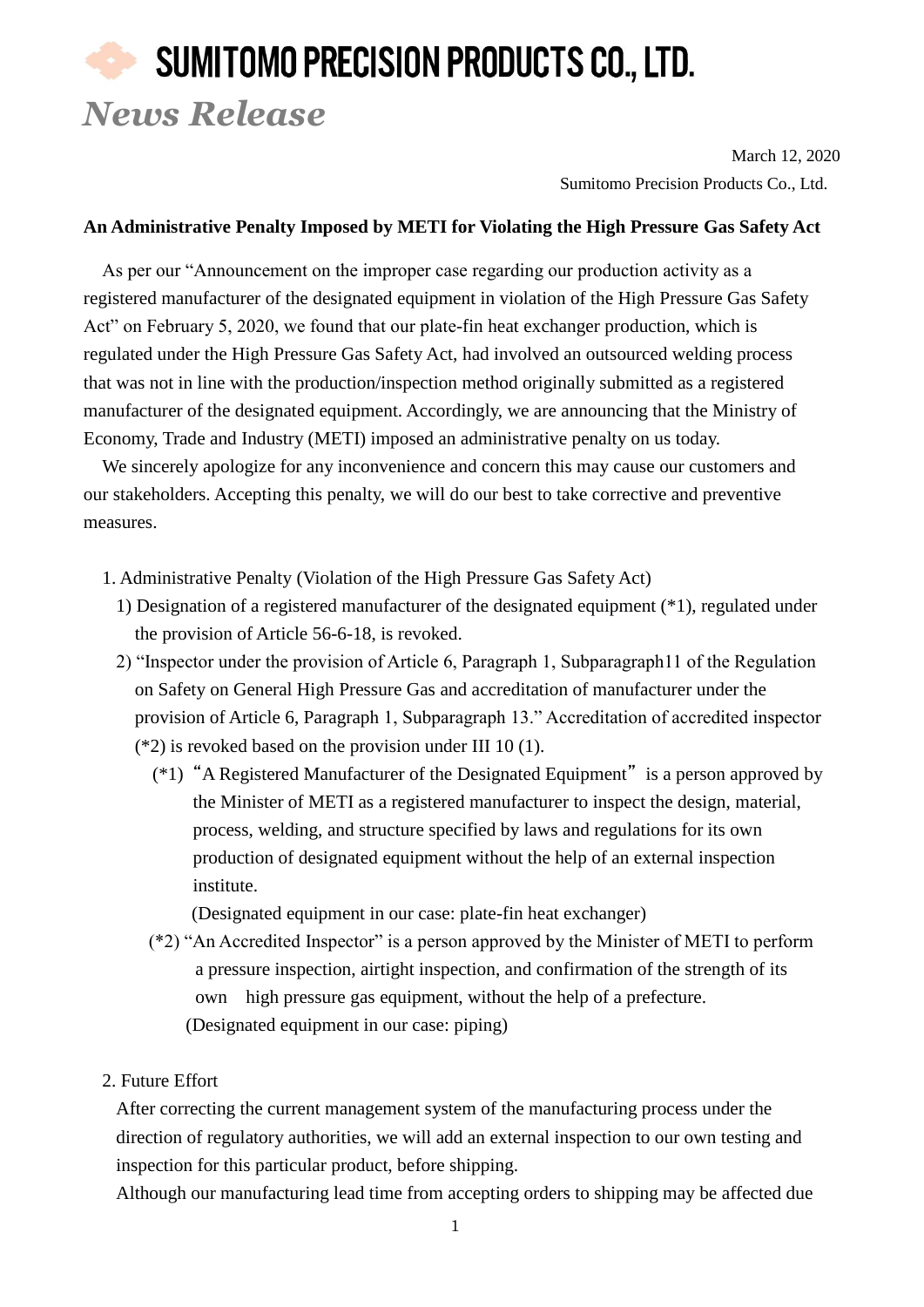# SUMITOMO PRECISION PRODUCTS CO., LTD.

*News Release*

March 12, 2020

Sumitomo Precision Products Co., Ltd.

**An Administrative Penalty Imposed by METI for Violating the High Pressure Gas Safety Act**

As per our "Announcement on the improper case regarding our production activity as a registered manufacturer of the designated equipment in violation of the High Pressure Gas Safety Act" on February 5, 2020, we found that our plate-fin heat exchanger production, which is regulated under the High Pressure Gas Safety Act, had involved an outsourced welding process that was not in line with the production/inspection method originally submitted as a registered manufacturer of the designated equipment. Accordingly, we are announcing that the Ministry of Economy, Trade and Industry (METI) imposed an administrative penalty on us today.

We sincerely apologize for any inconvenience and concern this may cause our customers and our stakeholders. Accepting this penalty, we will do our best to take corrective and preventive measures.

1. Administrative Penalty (Violation of the High Pressure Gas Safety Act)
   1) Designation of a registered manufacturer of the designated equipment (*1), regulated under the provision of Article 56-6-18, is revoked.
   2) "Inspector under the provision of Article 6, Paragraph 1, Subparagraph11 of the Regulation on Safety on General High Pressure Gas and accreditation of manufacturer under the provision of Article 6, Paragraph 1, Subparagraph 13." Accreditation of accredited inspector (*2) is revoked based on the provision under III 10 (1).

      (*1) "A Registered Manufacturer of the Designated Equipment" is a person approved by the Minister of METI as a registered manufacturer to inspect the design, material, process, welding, and structure specified by laws and regulations for its own production of designated equipment without the help of an external inspection institute.
      (Designated equipment in our case: plate-fin heat exchanger)

      (*2) "An Accredited Inspector" is a person approved by the Minister of METI to perform a pressure inspection, airtight inspection, and confirmation of the strength of its own high pressure gas equipment, without the help of a prefecture.
      (Designated equipment in our case: piping)

2. Future Effort

   After correcting the current management system of the manufacturing process under the direction of regulatory authorities, we will add an external inspection to our own testing and inspection for this particular product, before shipping.

   Although our manufacturing lead time from accepting orders to shipping may be affected due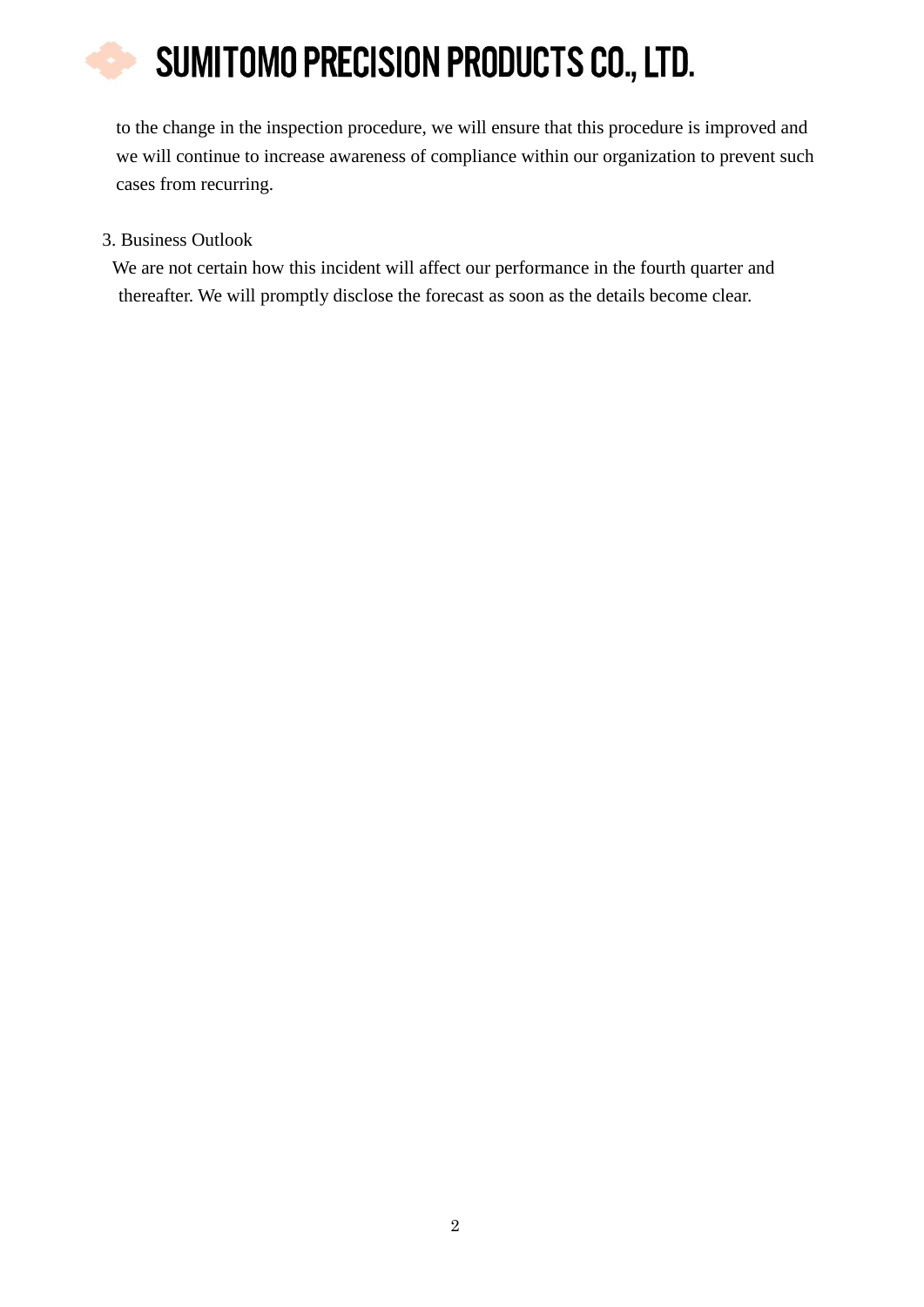to the change in the inspection procedure, we will ensure that this procedure is improved and we will continue to increase awareness of compliance within our organization to prevent such cases from recurring.

3. Business Outlook

We are not certain how this incident will affect our performance in the fourth quarter and thereafter. We will promptly disclose the forecast as soon as the details become clear.